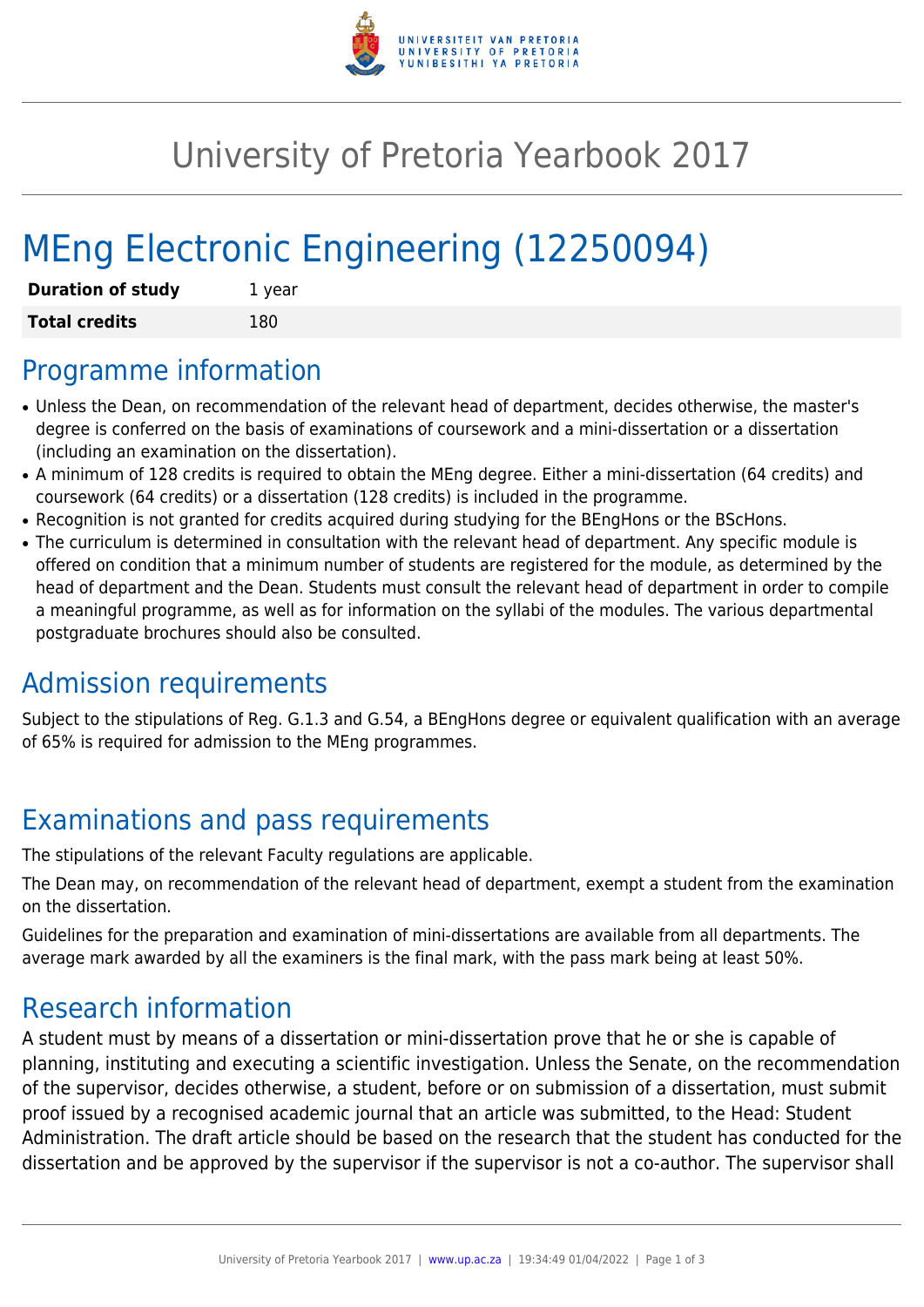# University of Pretoria Yearbook 2017

# MEng Electronic Engineering (12250094)

| **Duration of study** | 1 year |
| --- | --- |
| **Total credits** | 180 |

## Programme information

- Unless the Dean, on recommendation of the relevant head of department, decides otherwise, the master's degree is conferred on the basis of examinations of coursework and a mini-dissertation or a dissertation (including an examination on the dissertation).
- A minimum of 128 credits is required to obtain the MEng degree. Either a mini-dissertation (64 credits) and coursework (64 credits) or a dissertation (128 credits) is included in the programme.
- Recognition is not granted for credits acquired during studying for the BEngHons or the BScHons.
- The curriculum is determined in consultation with the relevant head of department. Any specific module is offered on condition that a minimum number of students are registered for the module, as determined by the head of department and the Dean. Students must consult the relevant head of department in order to compile a meaningful programme, as well as for information on the syllabi of the modules. The various departmental postgraduate brochures should also be consulted.

## Admission requirements

Subject to the stipulations of Reg. G.1.3 and G.54, a BEngHons degree or equivalent qualification with an average of 65% is required for admission to the MEng programmes.

## Examinations and pass requirements

The stipulations of the relevant Faculty regulations are applicable.

The Dean may, on recommendation of the relevant head of department, exempt a student from the examination on the dissertation.

Guidelines for the preparation and examination of mini-dissertations are available from all departments. The average mark awarded by all the examiners is the final mark, with the pass mark being at least 50%.

## Research information

A student must by means of a dissertation or mini-dissertation prove that he or she is capable of planning, instituting and executing a scientific investigation. Unless the Senate, on the recommendation of the supervisor, decides otherwise, a student, before or on submission of a dissertation, must submit proof issued by a recognised academic journal that an article was submitted, to the Head: Student Administration. The draft article should be based on the research that the student has conducted for the dissertation and be approved by the supervisor if the supervisor is not a co-author. The supervisor shall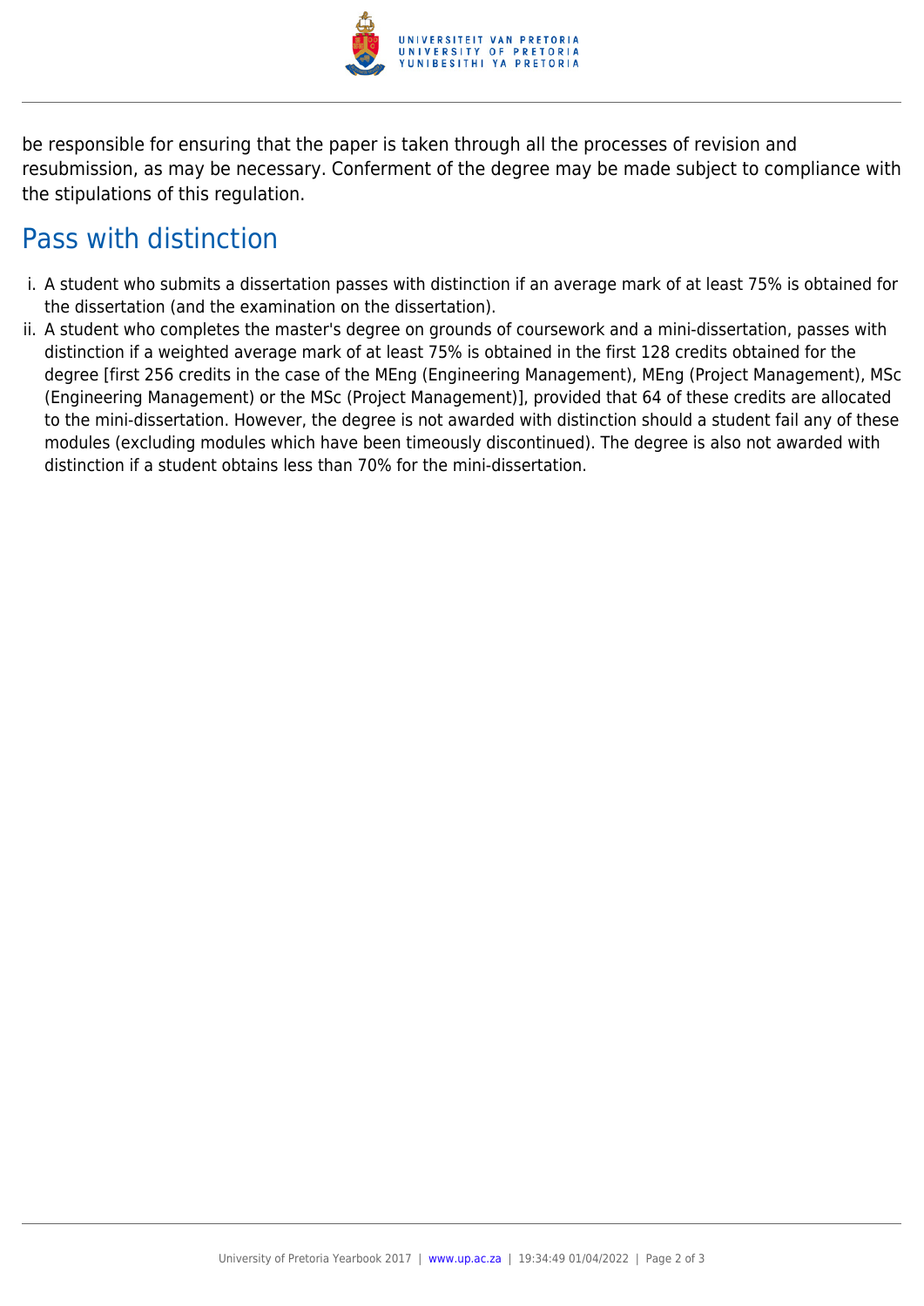be responsible for ensuring that the paper is taken through all the processes of revision and resubmission, as may be necessary. Conferment of the degree may be made subject to compliance with the stipulations of this regulation.

## Pass with distinction

i. A student who submits a dissertation passes with distinction if an average mark of at least 75% is obtained for the dissertation (and the examination on the dissertation).

ii. A student who completes the master's degree on grounds of coursework and a mini-dissertation, passes with distinction if a weighted average mark of at least 75% is obtained in the first 128 credits obtained for the degree [first 256 credits in the case of the MEng (Engineering Management), MEng (Project Management), MSc (Engineering Management) or the MSc (Project Management)], provided that 64 of these credits are allocated to the mini-dissertation. However, the degree is not awarded with distinction should a student fail any of these modules (excluding modules which have been timeously discontinued). The degree is also not awarded with distinction if a student obtains less than 70% for the mini-dissertation.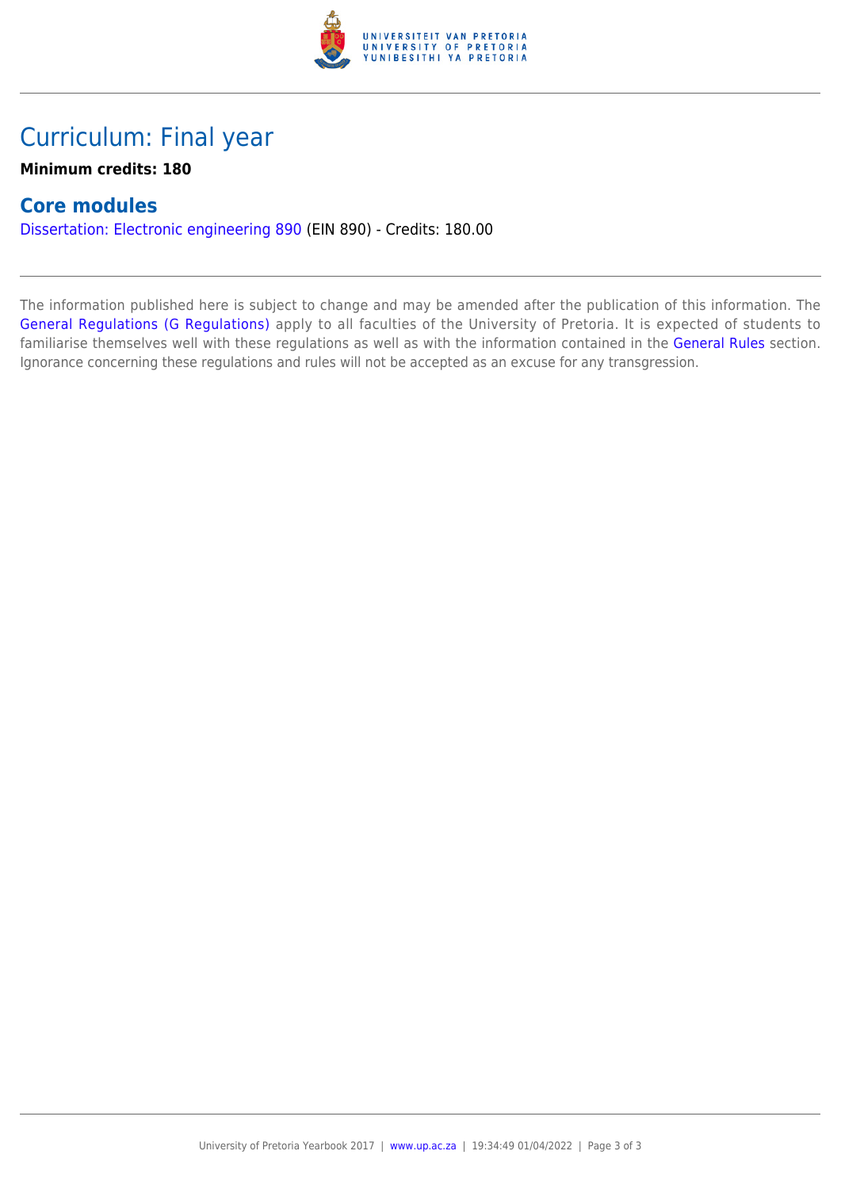# Curriculum: Final year

**Minimum credits: 180**

## Core modules

Dissertation: Electronic engineering 890 (EIN 890) - Credits: 180.00

The information published here is subject to change and may be amended after the publication of this information. The General Regulations (G Regulations) apply to all faculties of the University of Pretoria. It is expected of students to familiarise themselves well with these regulations as well as with the information contained in the General Rules section. Ignorance concerning these regulations and rules will not be accepted as an excuse for any transgression.